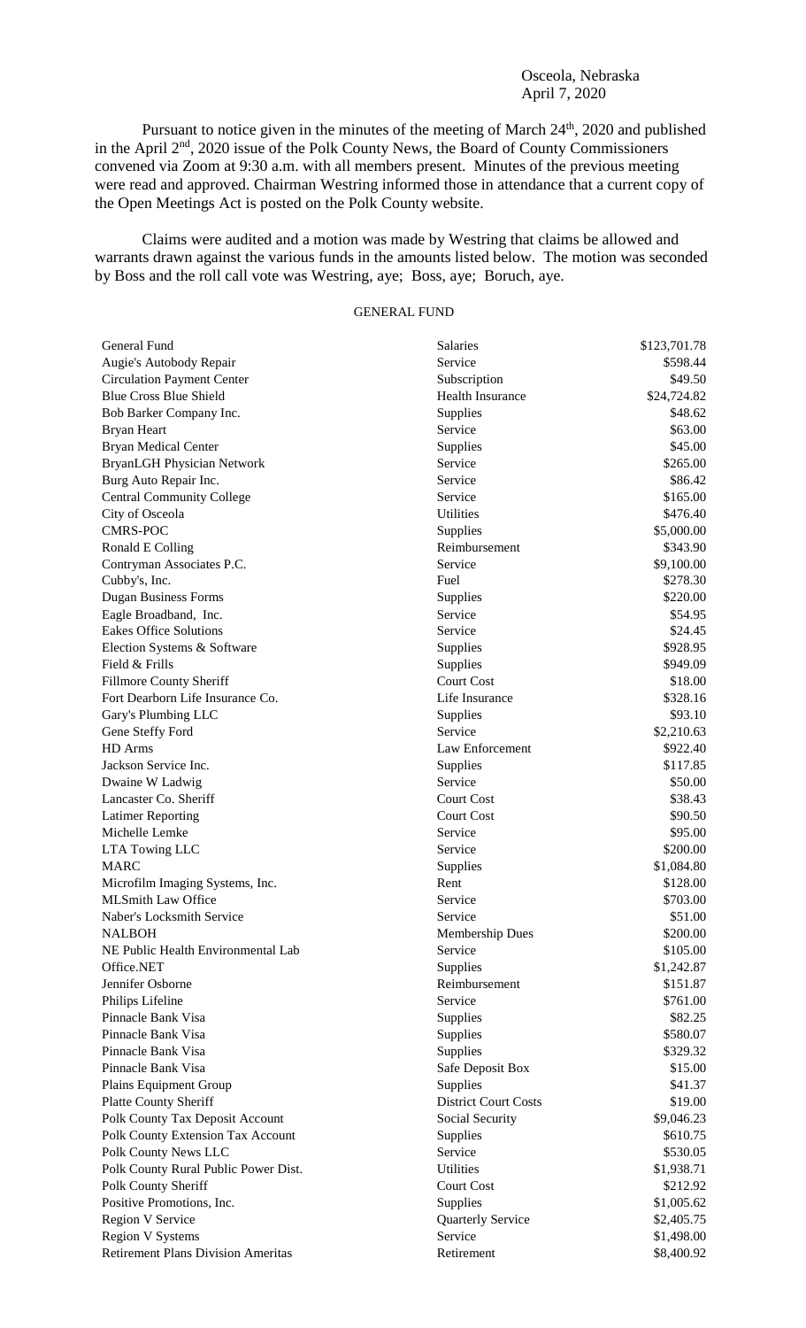Osceola, Nebraska
April 7, 2020

Pursuant to notice given in the minutes of the meeting of March 24th, 2020 and published in the April 2nd, 2020 issue of the Polk County News, the Board of County Commissioners convened via Zoom at 9:30 a.m. with all members present. Minutes of the previous meeting were read and approved. Chairman Westring informed those in attendance that a current copy of the Open Meetings Act is posted on the Polk County website.

Claims were audited and a motion was made by Westring that claims be allowed and warrants drawn against the various funds in the amounts listed below. The motion was seconded by Boss and the roll call vote was Westring, aye; Boss, aye; Boruch, aye.

GENERAL FUND

| | | |
|---|---|---|
| General Fund | Salaries | \$123,701.78 |
| Augie's Autobody Repair | Service | \$598.44 |
| Circulation Payment Center | Subscription | \$49.50 |
| Blue Cross Blue Shield | Health Insurance | \$24,724.82 |
| Bob Barker Company Inc. | Supplies | \$48.62 |
| Bryan Heart | Service | \$63.00 |
| Bryan Medical Center | Supplies | \$45.00 |
| BryanLGH Physician Network | Service | \$265.00 |
| Burg Auto Repair Inc. | Service | \$86.42 |
| Central Community College | Service | \$165.00 |
| City of Osceola | Utilities | \$476.40 |
| CMRS-POC | Supplies | \$5,000.00 |
| Ronald E Colling | Reimbursement | \$343.90 |
| Contryman Associates P.C. | Service | \$9,100.00 |
| Cubby's, Inc. | Fuel | \$278.30 |
| Dugan Business Forms | Supplies | \$220.00 |
| Eagle Broadband, Inc. | Service | \$54.95 |
| Eakes Office Solutions | Service | \$24.45 |
| Election Systems & Software | Supplies | \$928.95 |
| Field & Frills | Supplies | \$949.09 |
| Fillmore County Sheriff | Court Cost | \$18.00 |
| Fort Dearborn Life Insurance Co. | Life Insurance | \$328.16 |
| Gary's Plumbing LLC | Supplies | \$93.10 |
| Gene Steffy Ford | Service | \$2,210.63 |
| HD Arms | Law Enforcement | \$922.40 |
| Jackson Service Inc. | Supplies | \$117.85 |
| Dwaine W Ladwig | Service | \$50.00 |
| Lancaster Co. Sheriff | Court Cost | \$38.43 |
| Latimer Reporting | Court Cost | \$90.50 |
| Michelle Lemke | Service | \$95.00 |
| LTA Towing LLC | Service | \$200.00 |
| MARC | Supplies | \$1,084.80 |
| Microfilm Imaging Systems, Inc. | Rent | \$128.00 |
| MLSmith Law Office | Service | \$703.00 |
| Naber's Locksmith Service | Service | \$51.00 |
| NALBOH | Membership Dues | \$200.00 |
| NE Public Health Environmental Lab | Service | \$105.00 |
| Office.NET | Supplies | \$1,242.87 |
| Jennifer Osborne | Reimbursement | \$151.87 |
| Philips Lifeline | Service | \$761.00 |
| Pinnacle Bank Visa | Supplies | \$82.25 |
| Pinnacle Bank Visa | Supplies | \$580.07 |
| Pinnacle Bank Visa | Supplies | \$329.32 |
| Pinnacle Bank Visa | Safe Deposit Box | \$15.00 |
| Plains Equipment Group | Supplies | \$41.37 |
| Platte County Sheriff | District Court Costs | \$19.00 |
| Polk County Tax Deposit Account | Social Security | \$9,046.23 |
| Polk County Extension Tax Account | Supplies | \$610.75 |
| Polk County News LLC | Service | \$530.05 |
| Polk County Rural Public Power Dist. | Utilities | \$1,938.71 |
| Polk County Sheriff | Court Cost | \$212.92 |
| Positive Promotions, Inc. | Supplies | \$1,005.62 |
| Region V Service | Quarterly Service | \$2,405.75 |
| Region V Systems | Service | \$1,498.00 |
| Retirement Plans Division Ameritas | Retirement | \$8,400.92 |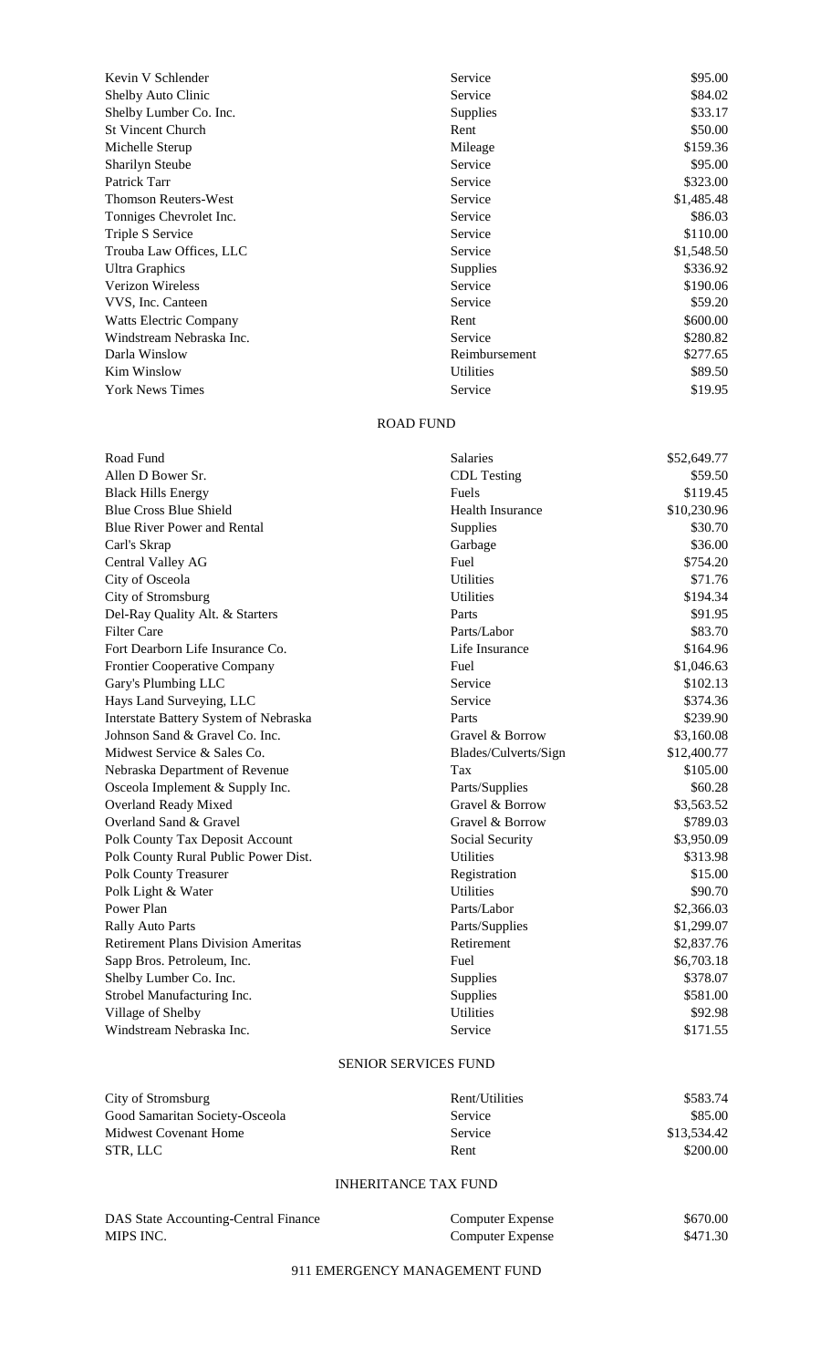| | | |
|---|---|---|
| Kevin V Schlender | Service | $95.00 |
| Shelby Auto Clinic | Service | $84.02 |
| Shelby Lumber Co. Inc. | Supplies | $33.17 |
| St Vincent Church | Rent | $50.00 |
| Michelle Sterup | Mileage | $159.36 |
| Sharilyn Steube | Service | $95.00 |
| Patrick Tarr | Service | $323.00 |
| Thomson Reuters-West | Service | $1,485.48 |
| Tonniges Chevrolet Inc. | Service | $86.03 |
| Triple S Service | Service | $110.00 |
| Trouba Law Offices, LLC | Service | $1,548.50 |
| Ultra Graphics | Supplies | $336.92 |
| Verizon Wireless | Service | $190.06 |
| VVS, Inc. Canteen | Service | $59.20 |
| Watts Electric Company | Rent | $600.00 |
| Windstream Nebraska Inc. | Service | $280.82 |
| Darla Winslow | Reimbursement | $277.65 |
| Kim Winslow | Utilities | $89.50 |
| York News Times | Service | $19.95 |

ROAD FUND

| | | |
|---|---|---|
| Road Fund | Salaries | $52,649.77 |
| Allen D Bower Sr. | CDL Testing | $59.50 |
| Black Hills Energy | Fuels | $119.45 |
| Blue Cross Blue Shield | Health Insurance | $10,230.96 |
| Blue River Power and Rental | Supplies | $30.70 |
| Carl's Skrap | Garbage | $36.00 |
| Central Valley AG | Fuel | $754.20 |
| City of Osceola | Utilities | $71.76 |
| City of Stromsburg | Utilities | $194.34 |
| Del-Ray Quality Alt. & Starters | Parts | $91.95 |
| Filter Care | Parts/Labor | $83.70 |
| Fort Dearborn Life Insurance Co. | Life Insurance | $164.96 |
| Frontier Cooperative Company | Fuel | $1,046.63 |
| Gary's Plumbing LLC | Service | $102.13 |
| Hays Land Surveying, LLC | Service | $374.36 |
| Interstate Battery System of Nebraska | Parts | $239.90 |
| Johnson Sand & Gravel Co. Inc. | Gravel & Borrow | $3,160.08 |
| Midwest Service & Sales Co. | Blades/Culverts/Sign | $12,400.77 |
| Nebraska Department of Revenue | Tax | $105.00 |
| Osceola Implement & Supply Inc. | Parts/Supplies | $60.28 |
| Overland Ready Mixed | Gravel & Borrow | $3,563.52 |
| Overland Sand & Gravel | Gravel & Borrow | $789.03 |
| Polk County Tax Deposit Account | Social Security | $3,950.09 |
| Polk County Rural Public Power Dist. | Utilities | $313.98 |
| Polk County Treasurer | Registration | $15.00 |
| Polk Light & Water | Utilities | $90.70 |
| Power Plan | Parts/Labor | $2,366.03 |
| Rally Auto Parts | Parts/Supplies | $1,299.07 |
| Retirement Plans Division Ameritas | Retirement | $2,837.76 |
| Sapp Bros. Petroleum, Inc. | Fuel | $6,703.18 |
| Shelby Lumber Co. Inc. | Supplies | $378.07 |
| Strobel Manufacturing Inc. | Supplies | $581.00 |
| Village of Shelby | Utilities | $92.98 |
| Windstream Nebraska Inc. | Service | $171.55 |

SENIOR SERVICES FUND

| | | |
|---|---|---|
| City of Stromsburg | Rent/Utilities | $583.74 |
| Good Samaritan Society-Osceola | Service | $85.00 |
| Midwest Covenant Home | Service | $13,534.42 |
| STR, LLC | Rent | $200.00 |

INHERITANCE TAX FUND

| | | |
|---|---|---|
| DAS State Accounting-Central Finance | Computer Expense | $670.00 |
| MIPS INC. | Computer Expense | $471.30 |

911 EMERGENCY MANAGEMENT FUND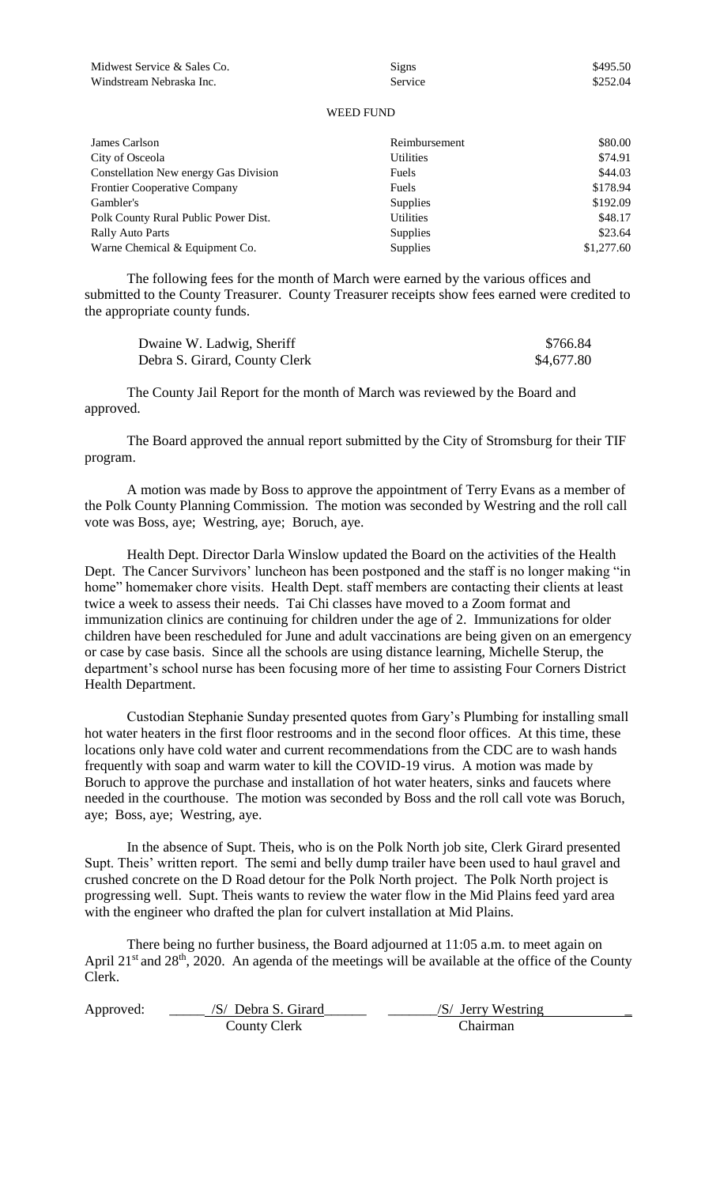| | | |
|---|---|---|
| Midwest Service & Sales Co. | Signs | \$495.50 |
| Windstream Nebraska Inc. | Service | \$252.04 |

WEED FUND

| | | |
|---|---|---|
| James Carlson | Reimbursement | \$80.00 |
| City of Osceola | Utilities | \$74.91 |
| Constellation New energy Gas Division | Fuels | \$44.03 |
| Frontier Cooperative Company | Fuels | \$178.94 |
| Gambler's | Supplies | \$192.09 |
| Polk County Rural Public Power Dist. | Utilities | \$48.17 |
| Rally Auto Parts | Supplies | \$23.64 |
| Warne Chemical & Equipment Co. | Supplies | \$1,277.60 |

The following fees for the month of March were earned by the various offices and submitted to the County Treasurer. County Treasurer receipts show fees earned were credited to the appropriate county funds.

| | |
|---|---|
| Dwaine W. Ladwig, Sheriff | \$766.84 |
| Debra S. Girard, County Clerk | \$4,677.80 |

The County Jail Report for the month of March was reviewed by the Board and approved.

The Board approved the annual report submitted by the City of Stromsburg for their TIF program.

A motion was made by Boss to approve the appointment of Terry Evans as a member of the Polk County Planning Commission. The motion was seconded by Westring and the roll call vote was Boss, aye; Westring, aye; Boruch, aye.

Health Dept. Director Darla Winslow updated the Board on the activities of the Health Dept. The Cancer Survivors' luncheon has been postponed and the staff is no longer making "in home" homemaker chore visits. Health Dept. staff members are contacting their clients at least twice a week to assess their needs. Tai Chi classes have moved to a Zoom format and immunization clinics are continuing for children under the age of 2. Immunizations for older children have been rescheduled for June and adult vaccinations are being given on an emergency or case by case basis. Since all the schools are using distance learning, Michelle Sterup, the department's school nurse has been focusing more of her time to assisting Four Corners District Health Department.

Custodian Stephanie Sunday presented quotes from Gary's Plumbing for installing small hot water heaters in the first floor restrooms and in the second floor offices. At this time, these locations only have cold water and current recommendations from the CDC are to wash hands frequently with soap and warm water to kill the COVID-19 virus. A motion was made by Boruch to approve the purchase and installation of hot water heaters, sinks and faucets where needed in the courthouse. The motion was seconded by Boss and the roll call vote was Boruch, aye; Boss, aye; Westring, aye.

In the absence of Supt. Theis, who is on the Polk North job site, Clerk Girard presented Supt. Theis' written report. The semi and belly dump trailer have been used to haul gravel and crushed concrete on the D Road detour for the Polk North project. The Polk North project is progressing well. Supt. Theis wants to review the water flow in the Mid Plains feed yard area with the engineer who drafted the plan for culvert installation at Mid Plains.

There being no further business, the Board adjourned at 11:05 a.m. to meet again on April 21st and 28th, 2020. An agenda of the meetings will be available at the office of the County Clerk.

Approved: /S/ Debra S. Girard — County Clerk

/S/ Jerry Westring — Chairman